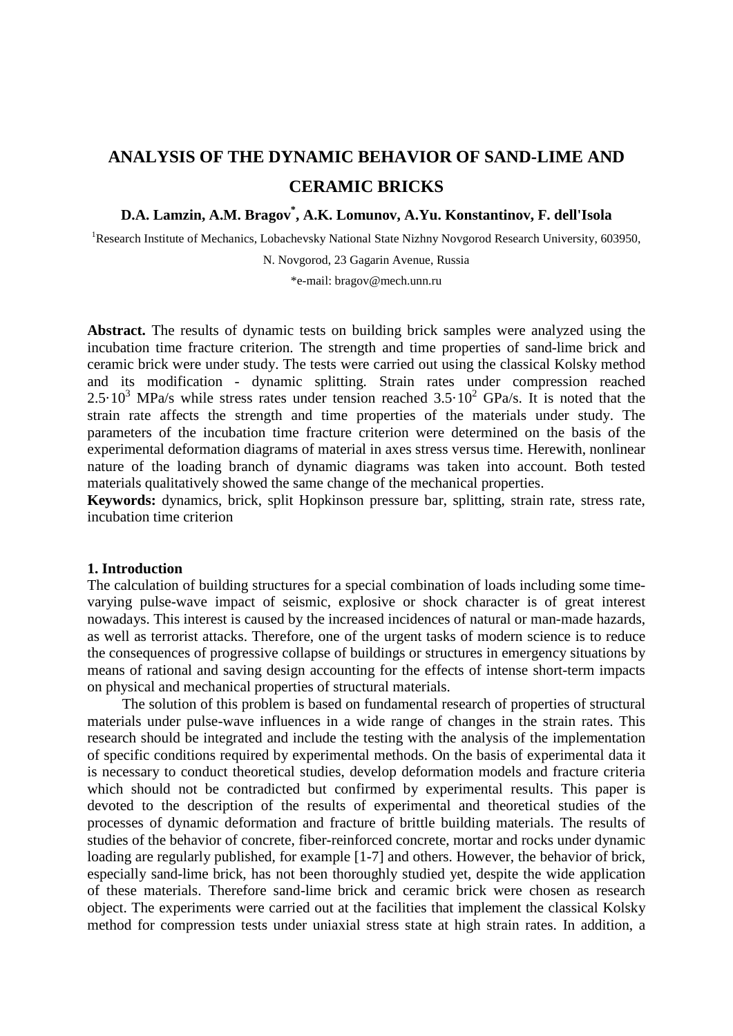# ANALYSIS OF THE DYNAMIC BEHAVIOR OF SAND-LIME AND CERAMIC BRICKS

**D.A. Lamzin, A.M. Bragov*, A.K. Lomunov, A.Yu. Konstantinov, F. dell'Isola**

[1]Research Institute of Mechanics, Lobachevsky National State Nizhny Novgorod Research University, 603950, N. Novgorod, 23 Gagarin Avenue, Russia

*e-mail: bragov@mech.unn.ru

**Abstract.** The results of dynamic tests on building brick samples were analyzed using the incubation time fracture criterion. The strength and time properties of sand-lime brick and ceramic brick were under study. The tests were carried out using the classical Kolsky method and its modification - dynamic splitting. Strain rates under compression reached $2.5 \cdot 10^3$ MPa/s while stress rates under tension reached $3.5 \cdot 10^2$ GPa/s. It is noted that the strain rate affects the strength and time properties of the materials under study. The parameters of the incubation time fracture criterion were determined on the basis of the experimental deformation diagrams of material in axes stress versus time. Herewith, nonlinear nature of the loading branch of dynamic diagrams was taken into account. Both tested materials qualitatively showed the same change of the mechanical properties.

**Keywords:** dynamics, brick, split Hopkinson pressure bar, splitting, strain rate, stress rate, incubation time criterion

## 1. Introduction

The calculation of building structures for a special combination of loads including some time-varying pulse-wave impact of seismic, explosive or shock character is of great interest nowadays. This interest is caused by the increased incidences of natural or man-made hazards, as well as terrorist attacks. Therefore, one of the urgent tasks of modern science is to reduce the consequences of progressive collapse of buildings or structures in emergency situations by means of rational and saving design accounting for the effects of intense short-term impacts on physical and mechanical properties of structural materials.

The solution of this problem is based on fundamental research of properties of structural materials under pulse-wave influences in a wide range of changes in the strain rates. This research should be integrated and include the testing with the analysis of the implementation of specific conditions required by experimental methods. On the basis of experimental data it is necessary to conduct theoretical studies, develop deformation models and fracture criteria which should not be contradicted but confirmed by experimental results. This paper is devoted to the description of the results of experimental and theoretical studies of the processes of dynamic deformation and fracture of brittle building materials. The results of studies of the behavior of concrete, fiber-reinforced concrete, mortar and rocks under dynamic loading are regularly published, for example [1-7] and others. However, the behavior of brick, especially sand-lime brick, has not been thoroughly studied yet, despite the wide application of these materials. Therefore sand-lime brick and ceramic brick were chosen as research object. The experiments were carried out at the facilities that implement the classical Kolsky method for compression tests under uniaxial stress state at high strain rates. In addition, a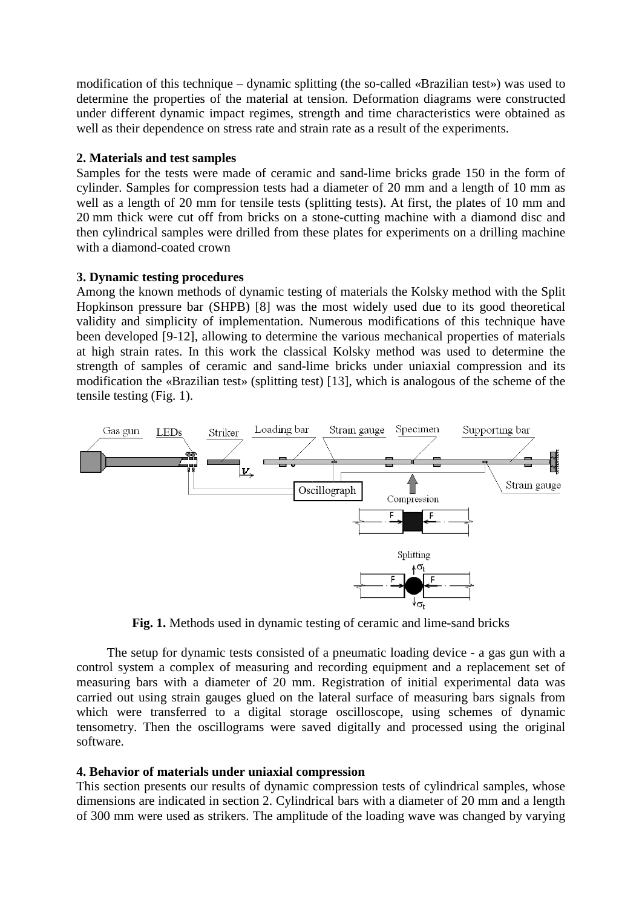modification of this technique – dynamic splitting (the so-called «Brazilian test») was used to determine the properties of the material at tension. Deformation diagrams were constructed under different dynamic impact regimes, strength and time characteristics were obtained as well as their dependence on stress rate and strain rate as a result of the experiments.

## 2. Materials and test samples

Samples for the tests were made of ceramic and sand-lime bricks grade 150 in the form of cylinder. Samples for compression tests had a diameter of 20 mm and a length of 10 mm as well as a length of 20 mm for tensile tests (splitting tests). At first, the plates of 10 mm and 20 mm thick were cut off from bricks on a stone-cutting machine with a diamond disc and then cylindrical samples were drilled from these plates for experiments on a drilling machine with a diamond-coated crown

## 3. Dynamic testing procedures

Among the known methods of dynamic testing of materials the Kolsky method with the Split Hopkinson pressure bar (SHPB) [8] was the most widely used due to its good theoretical validity and simplicity of implementation. Numerous modifications of this technique have been developed [9-12], allowing to determine the various mechanical properties of materials at high strain rates. In this work the classical Kolsky method was used to determine the strength of samples of ceramic and sand-lime bricks under uniaxial compression and its modification the «Brazilian test» (splitting test) [13], which is analogous of the scheme of the tensile testing (Fig. 1).

Gas gun
LEDs
Striker
Loading bar
Strain gauge
Specimen
Supporting bar
Strain gauge
$V$
Oscillograph
Compression
F
F
Splitting
$\sigma_t$
F
F
$\sigma_t$

**Fig. 1.** Methods used in dynamic testing of ceramic and lime-sand bricks

The setup for dynamic tests consisted of a pneumatic loading device - a gas gun with a control system a complex of measuring and recording equipment and a replacement set of measuring bars with a diameter of 20 mm. Registration of initial experimental data was carried out using strain gauges glued on the lateral surface of measuring bars signals from which were transferred to a digital storage oscilloscope, using schemes of dynamic tensometry. Then the oscillograms were saved digitally and processed using the original software.

## 4. Behavior of materials under uniaxial compression

This section presents our results of dynamic compression tests of cylindrical samples, whose dimensions are indicated in section 2. Cylindrical bars with a diameter of 20 mm and a length of 300 mm were used as strikers. The amplitude of the loading wave was changed by varying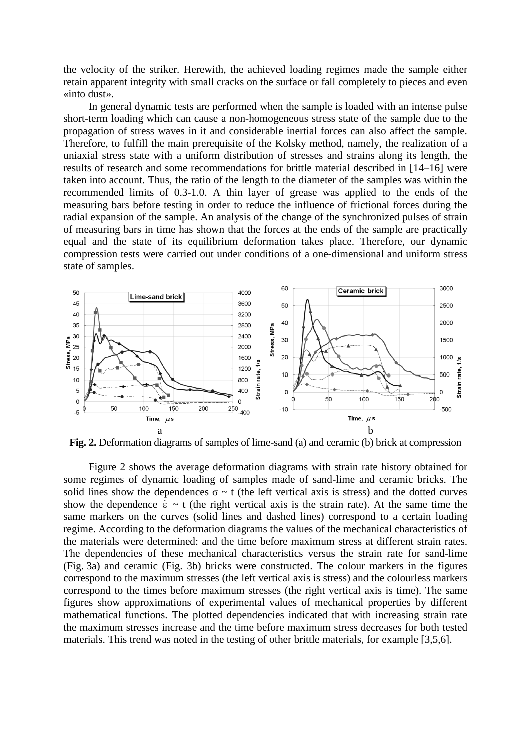the velocity of the striker. Herewith, the achieved loading regimes made the sample either retain apparent integrity with small cracks on the surface or fall completely to pieces and even «into dust».

In general dynamic tests are performed when the sample is loaded with an intense pulse short-term loading which can cause a non-homogeneous stress state of the sample due to the propagation of stress waves in it and considerable inertial forces can also affect the sample. Therefore, to fulfill the main prerequisite of the Kolsky method, namely, the realization of a uniaxial stress state with a uniform distribution of stresses and strains along its length, the results of research and some recommendations for brittle material described in [14–16] were taken into account. Thus, the ratio of the length to the diameter of the samples was within the recommended limits of 0.3-1.0. A thin layer of grease was applied to the ends of the measuring bars before testing in order to reduce the influence of frictional forces during the radial expansion of the sample. An analysis of the change of the synchronized pulses of strain of measuring bars in time has shown that the forces at the ends of the sample are practically equal and the state of its equilibrium deformation takes place. Therefore, our dynamic compression tests were carried out under conditions of a one-dimensional and uniform stress state of samples.

Lime-sand brick

Stress, MPa

Strain rate, 1/s

Time, $\mu$s

a

Ceramic brick

Stress, MPa

Strain rate, 1/s

Time, $\mu$s

b

**Fig. 2.** Deformation diagrams of samples of lime-sand (a) and ceramic (b) brick at compression

Figure 2 shows the average deformation diagrams with strain rate history obtained for some regimes of dynamic loading of samples made of sand-lime and ceramic bricks. The solid lines show the dependences $\sigma \sim t$ (the left vertical axis is stress) and the dotted curves show the dependence $\dot{\varepsilon} \sim t$ (the right vertical axis is the strain rate). At the same time the same markers on the curves (solid lines and dashed lines) correspond to a certain loading regime. According to the deformation diagrams the values of the mechanical characteristics of the materials were determined: and the time before maximum stress at different strain rates. The dependencies of these mechanical characteristics versus the strain rate for sand-lime (Fig. 3a) and ceramic (Fig. 3b) bricks were constructed. The colour markers in the figures correspond to the maximum stresses (the left vertical axis is stress) and the colourless markers correspond to the times before maximum stresses (the right vertical axis is time). The same figures show approximations of experimental values of mechanical properties by different mathematical functions. The plotted dependencies indicated that with increasing strain rate the maximum stresses increase and the time before maximum stress decreases for both tested materials. This trend was noted in the testing of other brittle materials, for example [3,5,6].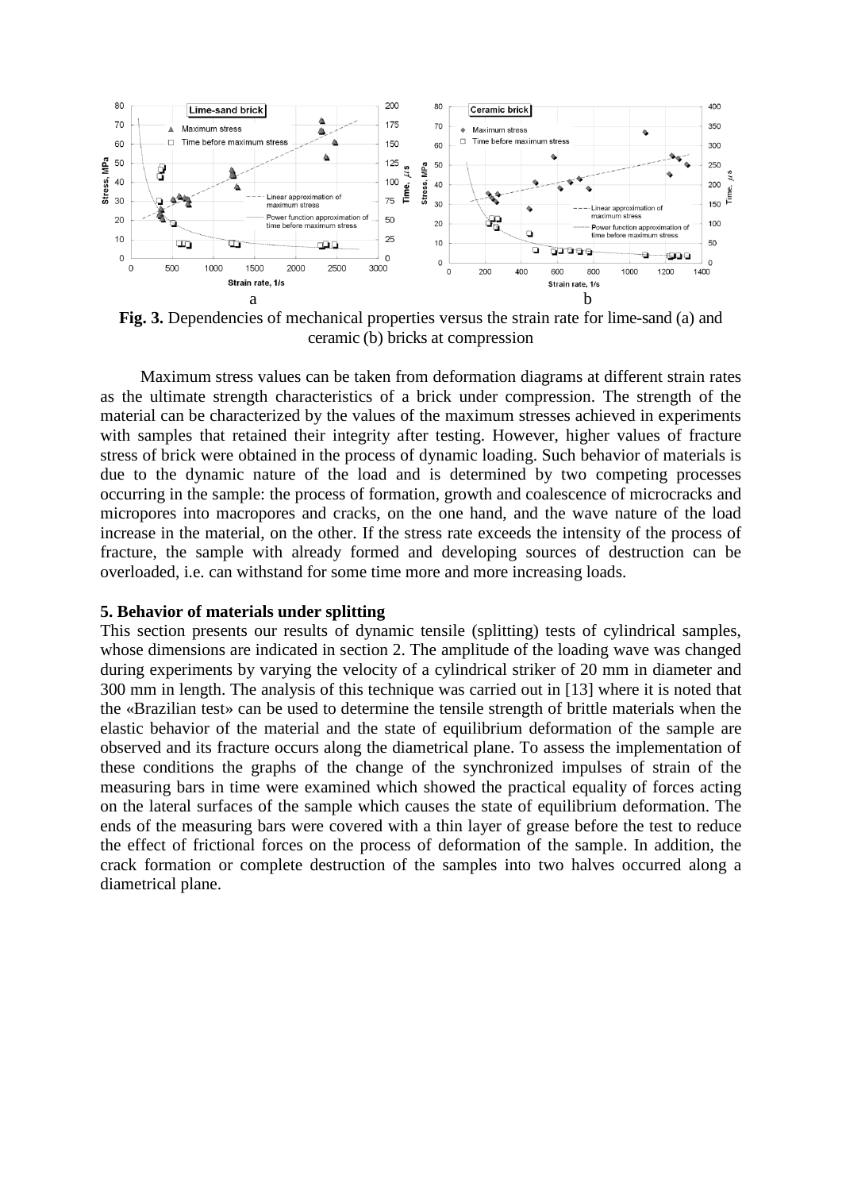Lime-sand brick

Maximum stress

Time before maximum stress

Stress, MPa

Time, μs

Linear approximation of maximum stress

Power function approximation of time before maximum stress

Strain rate, 1/s

0 500 1000 1500 2000 2500 3000

0 10 20 30 40 50 60 70 80

0 25 50 75 100 125 150 175 200

a

Ceramic brick

Maximum stress

Time before maximum stress

Stress, MPa

Time, μs

Linear approximation of maximum stress

Power function approximation of time before maximum stress

Strain rate, 1/s

0 200 400 600 800 1000 1200 1400

0 10 20 30 40 50 60 70 80

0 50 100 150 200 250 300 350 400

b

**Fig. 3.** Dependencies of mechanical properties versus the strain rate for lime-sand (a) and ceramic (b) bricks at compression

Maximum stress values can be taken from deformation diagrams at different strain rates as the ultimate strength characteristics of a brick under compression. The strength of the material can be characterized by the values of the maximum stresses achieved in experiments with samples that retained their integrity after testing. However, higher values of fracture stress of brick were obtained in the process of dynamic loading. Such behavior of materials is due to the dynamic nature of the load and is determined by two competing processes occurring in the sample: the process of formation, growth and coalescence of microcracks and micropores into macropores and cracks, on the one hand, and the wave nature of the load increase in the material, on the other. If the stress rate exceeds the intensity of the process of fracture, the sample with already formed and developing sources of destruction can be overloaded, i.e. can withstand for some time more and more increasing loads.

## 5. Behavior of materials under splitting

This section presents our results of dynamic tensile (splitting) tests of cylindrical samples, whose dimensions are indicated in section 2. The amplitude of the loading wave was changed during experiments by varying the velocity of a cylindrical striker of 20 mm in diameter and 300 mm in length. The analysis of this technique was carried out in [13] where it is noted that the «Brazilian test» can be used to determine the tensile strength of brittle materials when the elastic behavior of the material and the state of equilibrium deformation of the sample are observed and its fracture occurs along the diametrical plane. To assess the implementation of these conditions the graphs of the change of the synchronized impulses of strain of the measuring bars in time were examined which showed the practical equality of forces acting on the lateral surfaces of the sample which causes the state of equilibrium deformation. The ends of the measuring bars were covered with a thin layer of grease before the test to reduce the effect of frictional forces on the process of deformation of the sample. In addition, the crack formation or complete destruction of the samples into two halves occurred along a diametrical plane.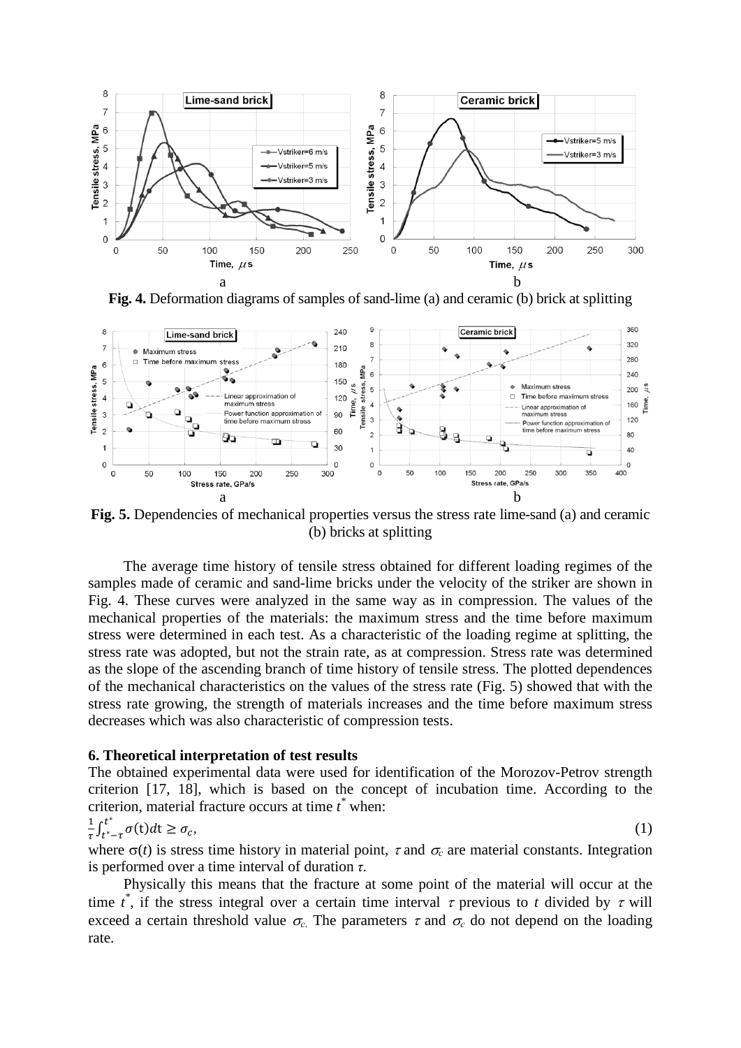Lime-sand brick

Tensile stress, MPa

Time, $\mu$s

Vstriker=6 m/s

Vstriker=5 m/s

Vstriker=3 m/s

a

Ceramic brick

Tensile stress, MPa

Time, $\mu$s

Vstriker=5 m/s

Vstriker=3 m/s

b

**Fig. 4.** Deformation diagrams of samples of sand-lime (a) and ceramic (b) brick at splitting

Lime-sand brick

Maximum stress

Time before maximum stress

Linear approximation of maximum stress

Power function approximation of time before maximum stress

Tensile stress, MPa

Time, $\mu$s

Stress rate, GPa/s

a

Ceramic brick

Maximum stress

Time before maximum stress

Linear approximation of maximum stress

Power function approximation of time before maximum stress

Tensile stress, MPa

Time, $\mu$s

Stress rate, GPa/s

b

**Fig. 5.** Dependencies of mechanical properties versus the stress rate lime-sand (a) and ceramic (b) bricks at splitting

The average time history of tensile stress obtained for different loading regimes of the samples made of ceramic and sand-lime bricks under the velocity of the striker are shown in Fig. 4. These curves were analyzed in the same way as in compression. The values of the mechanical properties of the materials: the maximum stress and the time before maximum stress were determined in each test. As a characteristic of the loading regime at splitting, the stress rate was adopted, but not the strain rate, as at compression. Stress rate was determined as the slope of the ascending branch of time history of tensile stress. The plotted dependences of the mechanical characteristics on the values of the stress rate (Fig. 5) showed that with the stress rate growing, the strength of materials increases and the time before maximum stress decreases which was also characteristic of compression tests.

**6. Theoretical interpretation of test results**

The obtained experimental data were used for identification of the Morozov-Petrov strength criterion [17, 18], which is based on the concept of incubation time. According to the criterion, material fracture occurs at time $t^*$ when:

$$\frac{1}{\tau}\int_{t^*-\tau}^{t^*}\sigma(t)dt \geq \sigma_c, \tag{1}$$

where $\sigma(t)$ is stress time history in material point, $\tau$ and $\sigma_c$ are material constants. Integration is performed over a time interval of duration $\tau$.

Physically this means that the fracture at some point of the material will occur at the time $t^*$, if the stress integral over a certain time interval $\tau$ previous to $t$ divided by $\tau$ will exceed a certain threshold value $\sigma_c$. The parameters $\tau$ and $\sigma_c$ do not depend on the loading rate.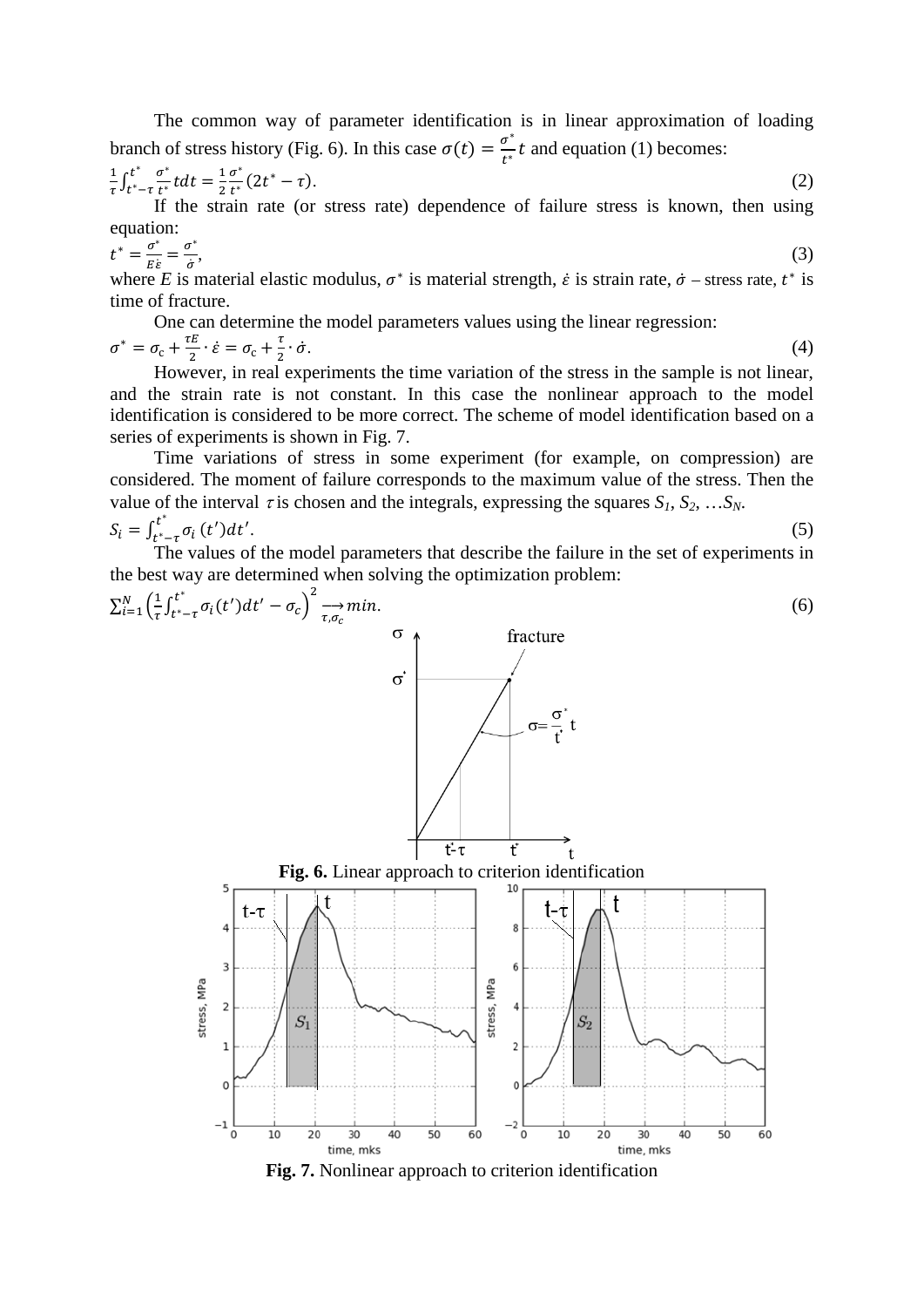The common way of parameter identification is in linear approximation of loading branch of stress history (Fig. 6). In this case $\sigma(t) = \frac{\sigma^*}{t^*} t$ and equation (1) becomes:

$$\frac{1}{\tau}\int_{t^*-\tau}^{t^*} \frac{\sigma^*}{t^*} t dt = \frac{1}{2}\frac{\sigma^*}{t^*}(2t^* - \tau). \tag{2}$$

If the strain rate (or stress rate) dependence of failure stress is known, then using equation:

$$t^* = \frac{\sigma^*}{E\dot{\varepsilon}} = \frac{\sigma^*}{\dot{\sigma}}, \tag{3}$$

where $E$ is material elastic modulus, $\sigma^*$ is material strength, $\dot{\varepsilon}$ is strain rate, $\dot{\sigma}$ – stress rate, $t^*$ is time of fracture.

One can determine the model parameters values using the linear regression:

$$\sigma^* = \sigma_c + \frac{\tau E}{2} \cdot \dot{\varepsilon} = \sigma_c + \frac{\tau}{2} \cdot \dot{\sigma}. \tag{4}$$

However, in real experiments the time variation of the stress in the sample is not linear, and the strain rate is not constant. In this case the nonlinear approach to the model identification is considered to be more correct. The scheme of model identification based on a series of experiments is shown in Fig. 7.

Time variations of stress in some experiment (for example, on compression) are considered. The moment of failure corresponds to the maximum value of the stress. Then the value of the interval $\tau$ is chosen and the integrals, expressing the squares $S_1$, $S_2$, …$S_N$.

$$S_i = \int_{t^*-\tau}^{t^*} \sigma_i(t')dt'. \tag{5}$$

The values of the model parameters that describe the failure in the set of experiments in the best way are determined when solving the optimization problem:

$$\sum_{i=1}^{N} \left(\frac{1}{\tau}\int_{t^*-\tau}^{t^*} \sigma_i(t')dt' - \sigma_c\right)^2 \underset{\tau,\sigma_c}{\longrightarrow} min. \tag{6}$$

σ
fracture
σ*
σ= σ*/t* t
t*-τ
t*
t

**Fig. 6.** Linear approach to criterion identification

t-τ
t
$S_1$
stress, MPa
time, mks
5
4
3
2
1
0
−1
0
10
20
30
40
50
60

t-τ
t
$S_2$
stress, MPa
time, mks
10
8
6
4
2
0
−2
0
10
20
30
40
50
60

**Fig. 7.** Nonlinear approach to criterion identification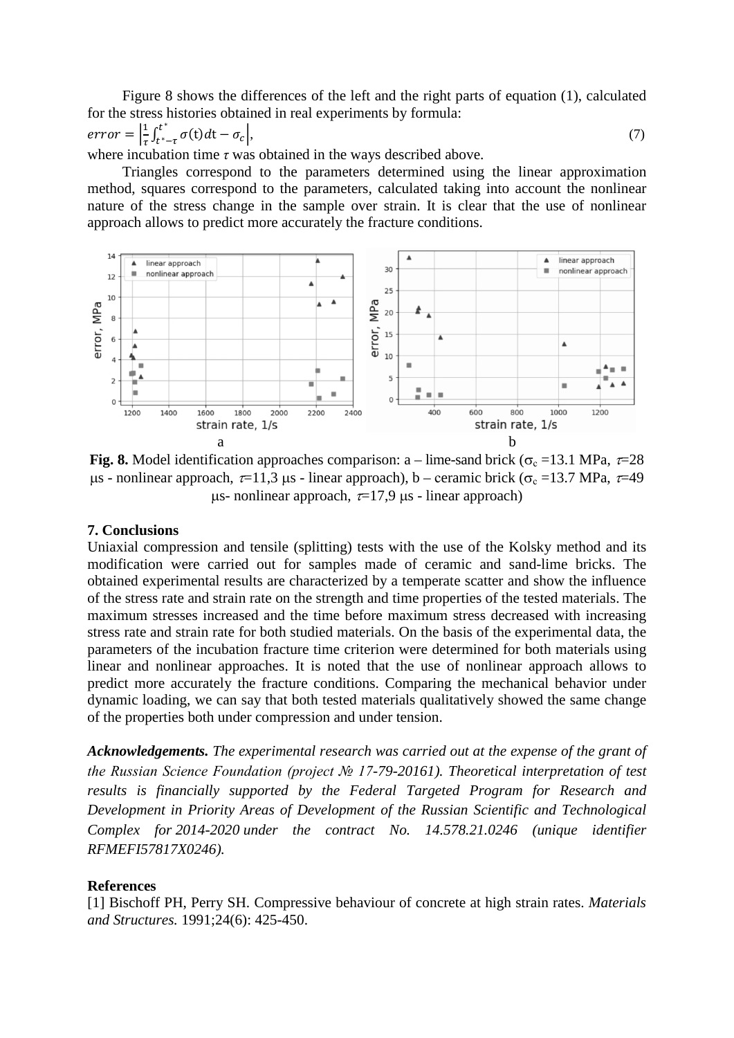Figure 8 shows the differences of the left and the right parts of equation (1), calculated for the stress histories obtained in real experiments by formula:

$$error = \left|\frac{1}{\tau}\int_{t^*-\tau}^{t^*}\sigma(\mathrm{t})\,dt - \sigma_c\right|, \tag{7}$$

where incubation time $\tau$ was obtained in the ways described above.

Triangles correspond to the parameters determined using the linear approximation method, squares correspond to the parameters, calculated taking into account the nonlinear nature of the stress change in the sample over strain. It is clear that the use of nonlinear approach allows to predict more accurately the fracture conditions.

a

linear approach
nonlinear approach
error, MPa
0
2
4
6
8
10
12
14
strain rate, 1/s
1200
1400
1600
1800
2000
2200
2400

b

linear approach
nonlinear approach
error, MPa
0
5
10
15
20
25
30
strain rate, 1/s
400
600
800
1000
1200

**Fig. 8.** Model identification approaches comparison: a – lime-sand brick ($\sigma_c$ =13.1 MPa, $\tau$=28 μs - nonlinear approach, $\tau$=11,3 μs - linear approach), b – ceramic brick ($\sigma_c$ =13.7 MPa, $\tau$=49 μs- nonlinear approach, $\tau$=17,9 μs - linear approach)

## 7. Conclusions

Uniaxial compression and tensile (splitting) tests with the use of the Kolsky method and its modification were carried out for samples made of ceramic and sand-lime bricks. The obtained experimental results are characterized by a temperate scatter and show the influence of the stress rate and strain rate on the strength and time properties of the tested materials. The maximum stresses increased and the time before maximum stress decreased with increasing stress rate and strain rate for both studied materials. On the basis of the experimental data, the parameters of the incubation fracture time criterion were determined for both materials using linear and nonlinear approaches. It is noted that the use of nonlinear approach allows to predict more accurately the fracture conditions. Comparing the mechanical behavior under dynamic loading, we can say that both tested materials qualitatively showed the same change of the properties both under compression and under tension.

***Acknowledgements.*** *The experimental research was carried out at the expense of the grant of the Russian Science Foundation (project № 17-79-20161). Theoretical interpretation of test results is financially supported by the Federal Targeted Program for Research and Development in Priority Areas of Development of the Russian Scientific and Technological Complex for 2014-2020 under the contract No. 14.578.21.0246 (unique identifier RFMEFI57817X0246).*

## References

[1] Bischoff PH, Perry SH. Compressive behaviour of concrete at high strain rates. *Materials and Structures.* 1991;24(6): 425-450.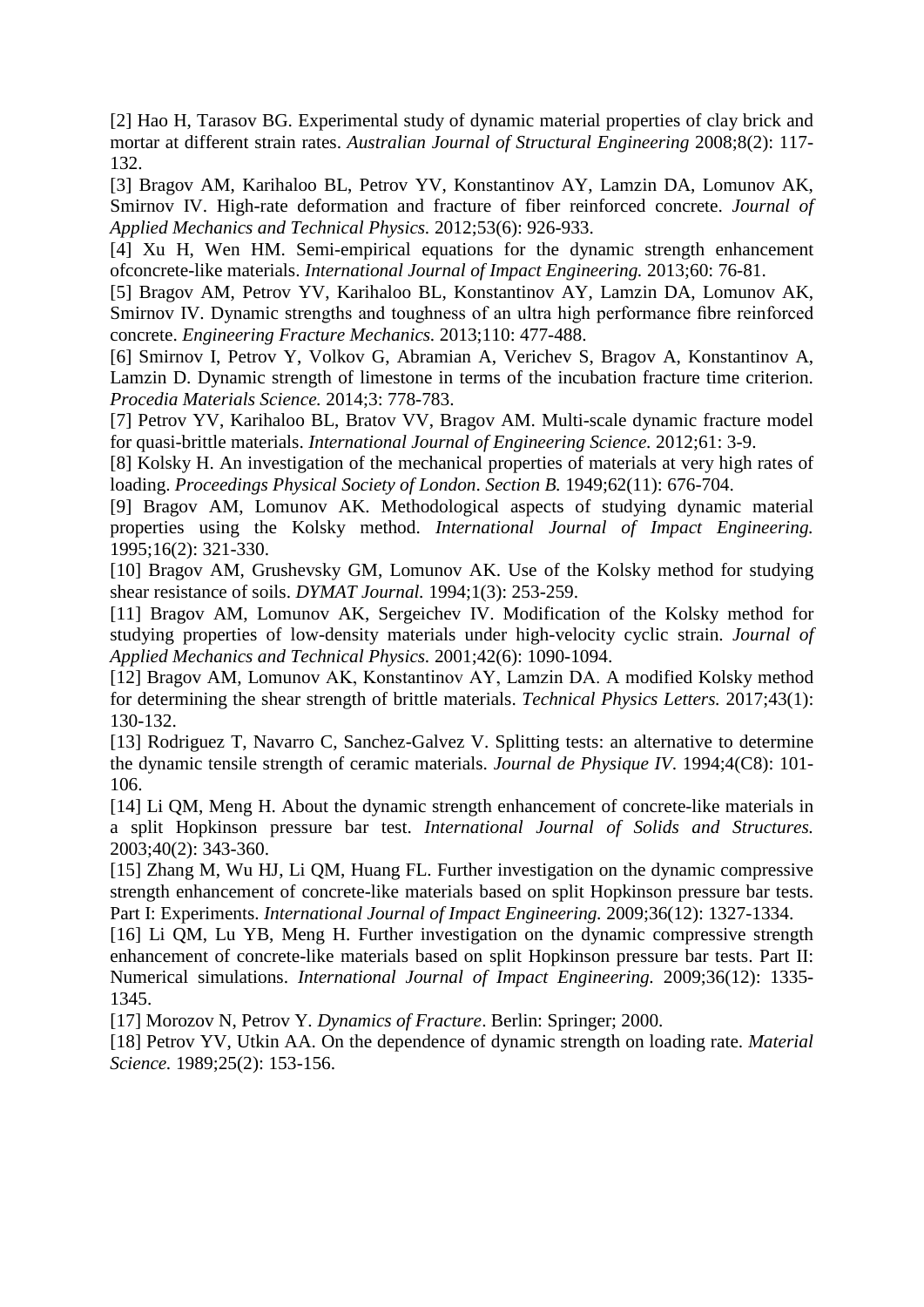[2] Hao H, Tarasov BG. Experimental study of dynamic material properties of clay brick and mortar at different strain rates. *Australian Journal of Structural Engineering* 2008;8(2): 117-132.

[3] Bragov AM, Karihaloo BL, Petrov YV, Konstantinov AY, Lamzin DA, Lomunov AK, Smirnov IV. High-rate deformation and fracture of fiber reinforced concrete. *Journal of Applied Mechanics and Technical Physics.* 2012;53(6): 926-933.

[4] Xu H, Wen HM. Semi-empirical equations for the dynamic strength enhancement ofconcrete-like materials. *International Journal of Impact Engineering.* 2013;60: 76-81.

[5] Bragov AM, Petrov YV, Karihaloo BL, Konstantinov AY, Lamzin DA, Lomunov AK, Smirnov IV. Dynamic strengths and toughness of an ultra high performance fibre reinforced concrete. *Engineering Fracture Mechanics.* 2013;110: 477-488.

[6] Smirnov I, Petrov Y, Volkov G, Abramian A, Verichev S, Bragov A, Konstantinov A, Lamzin D. Dynamic strength of limestone in terms of the incubation fracture time criterion. *Procedia Materials Science.* 2014;3: 778-783.

[7] Petrov YV, Karihaloo BL, Bratov VV, Bragov AM. Multi-scale dynamic fracture model for quasi-brittle materials. *International Journal of Engineering Science.* 2012;61: 3-9.

[8] Kolsky H. An investigation of the mechanical properties of materials at very high rates of loading. *Proceedings Physical Society of London*. *Section B.* 1949;62(11): 676-704.

[9] Bragov AM, Lomunov AK. Methodological aspects of studying dynamic material properties using the Kolsky method. *International Journal of Impact Engineering.* 1995;16(2): 321-330.

[10] Bragov AM, Grushevsky GM, Lomunov AK. Use of the Kolsky method for studying shear resistance of soils. *DYMAT Journal.* 1994;1(3): 253-259.

[11] Bragov AM, Lomunov AK, Sergeichev IV. Modification of the Kolsky method for studying properties of low-density materials under high-velocity cyclic strain. *Journal of Applied Mechanics and Technical Physics.* 2001;42(6): 1090-1094.

[12] Bragov AM, Lomunov AK, Konstantinov AY, Lamzin DA. A modified Kolsky method for determining the shear strength of brittle materials. *Technical Physics Letters.* 2017;43(1): 130-132.

[13] Rodriguez T, Navarro C, Sanchez-Galvez V. Splitting tests: an alternative to determine the dynamic tensile strength of ceramic materials. *Journal de Physique IV.* 1994;4(C8): 101-106.

[14] Li QM, Meng H. About the dynamic strength enhancement of concrete-like materials in a split Hopkinson pressure bar test. *International Journal of Solids and Structures.* 2003;40(2): 343-360.

[15] Zhang M, Wu HJ, Li QM, Huang FL. Further investigation on the dynamic compressive strength enhancement of concrete-like materials based on split Hopkinson pressure bar tests. Part I: Experiments. *International Journal of Impact Engineering.* 2009;36(12): 1327-1334.

[16] Li QM, Lu YB, Meng H. Further investigation on the dynamic compressive strength enhancement of concrete-like materials based on split Hopkinson pressure bar tests. Part II: Numerical simulations. *International Journal of Impact Engineering.* 2009;36(12): 1335-1345.

[17] Morozov N, Petrov Y. *Dynamics of Fracture*. Berlin: Springer; 2000.

[18] Petrov YV, Utkin AA. On the dependence of dynamic strength on loading rate. *Material Science.* 1989;25(2): 153-156.